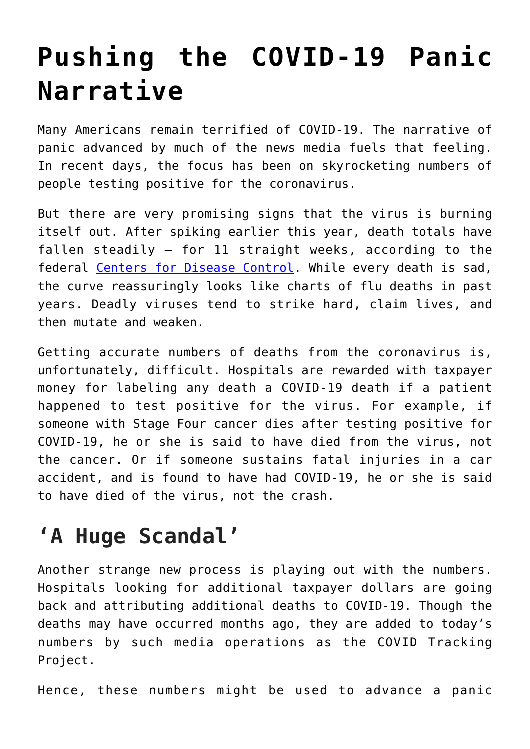# Pushing the COVID-19 Panic Narrative

Many Americans remain terrified of COVID-19. The narrative of panic advanced by much of the news media fuels that feeling. In recent days, the focus has been on skyrocketing numbers of people testing positive for the coronavirus.

But there are very promising signs that the virus is burning itself out. After spiking earlier this year, death totals have fallen steadily — for 11 straight weeks, according to the federal [Centers for Disease Control](). While every death is sad, the curve reassuringly looks like charts of flu deaths in past years. Deadly viruses tend to strike hard, claim lives, and then mutate and weaken.

Getting accurate numbers of deaths from the coronavirus is, unfortunately, difficult. Hospitals are rewarded with taxpayer money for labeling any death a COVID-19 death if a patient happened to test positive for the virus. For example, if someone with Stage Four cancer dies after testing positive for COVID-19, he or she is said to have died from the virus, not the cancer. Or if someone sustains fatal injuries in a car accident, and is found to have had COVID-19, he or she is said to have died of the virus, not the crash.

## 'A Huge Scandal'

Another strange new process is playing out with the numbers. Hospitals looking for additional taxpayer dollars are going back and attributing additional deaths to COVID-19. Though the deaths may have occurred months ago, they are added to today's numbers by such media operations as the COVID Tracking Project.

Hence, these numbers might be used to advance a panic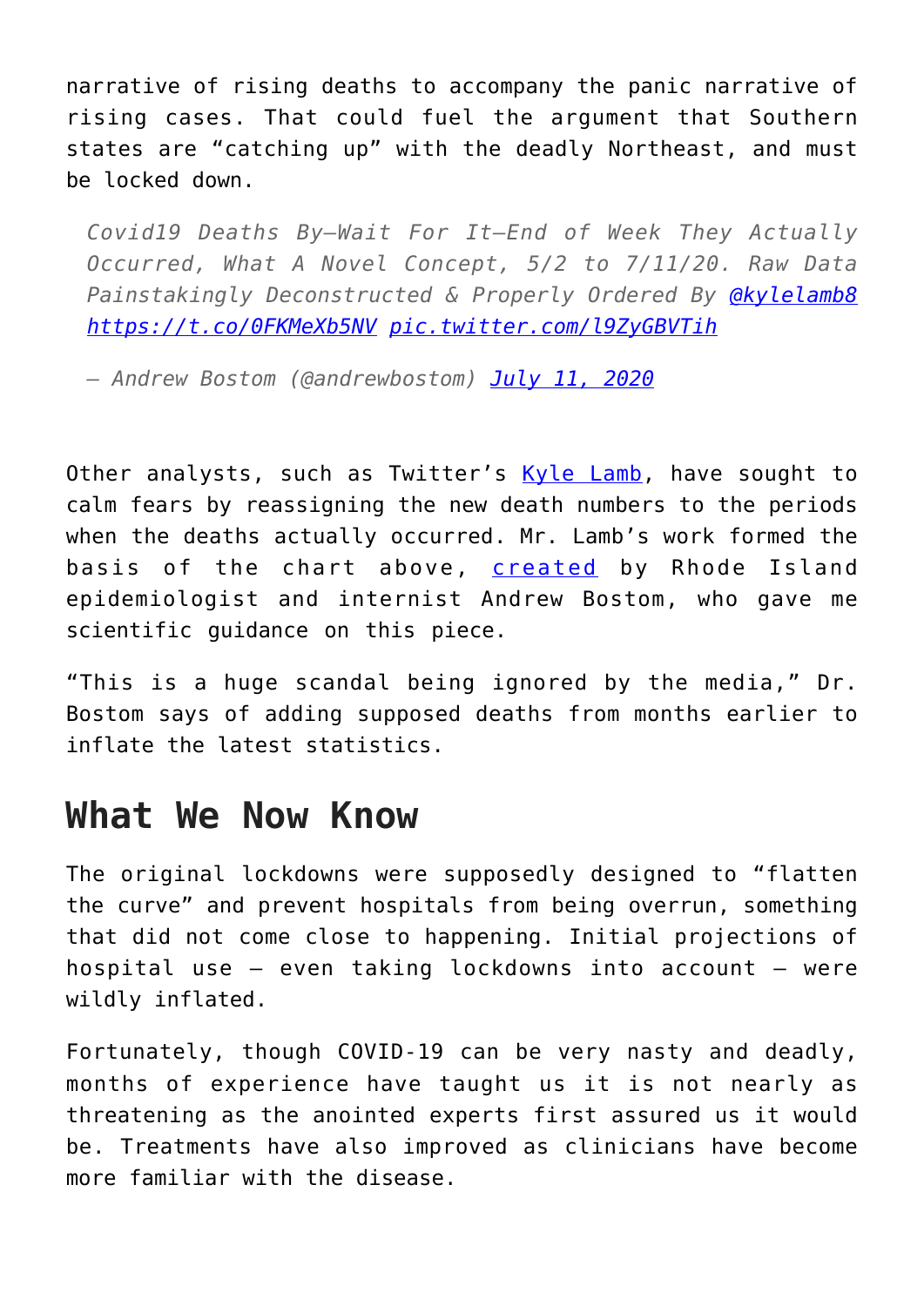narrative of rising deaths to accompany the panic narrative of rising cases. That could fuel the argument that Southern states are "catching up" with the deadly Northeast, and must be locked down.

> *Covid19 Deaths By—Wait For It—End of Week They Actually Occurred, What A Novel Concept, 5/2 to 7/11/20. Raw Data Painstakingly Deconstructed & Properly Ordered By [@kylelamb8](https://twitter.com/kylelamb8) [https://t.co/0FKMeXb5NV](https://t.co/0FKMeXb5NV) [pic.twitter.com/l9ZyGBVTih](https://pic.twitter.com/l9ZyGBVTih)*
>
> *— Andrew Bostom (@andrewbostom) [July 11, 2020](#)*

Other analysts, such as Twitter's [Kyle Lamb](#), have sought to calm fears by reassigning the new death numbers to the periods when the deaths actually occurred. Mr. Lamb's work formed the basis of the chart above, [created](#) by Rhode Island epidemiologist and internist Andrew Bostom, who gave me scientific guidance on this piece.

"This is a huge scandal being ignored by the media," Dr. Bostom says of adding supposed deaths from months earlier to inflate the latest statistics.

## What We Now Know

The original lockdowns were supposedly designed to "flatten the curve" and prevent hospitals from being overrun, something that did not come close to happening. Initial projections of hospital use — even taking lockdowns into account — were wildly inflated.

Fortunately, though COVID-19 can be very nasty and deadly, months of experience have taught us it is not nearly as threatening as the anointed experts first assured us it would be. Treatments have also improved as clinicians have become more familiar with the disease.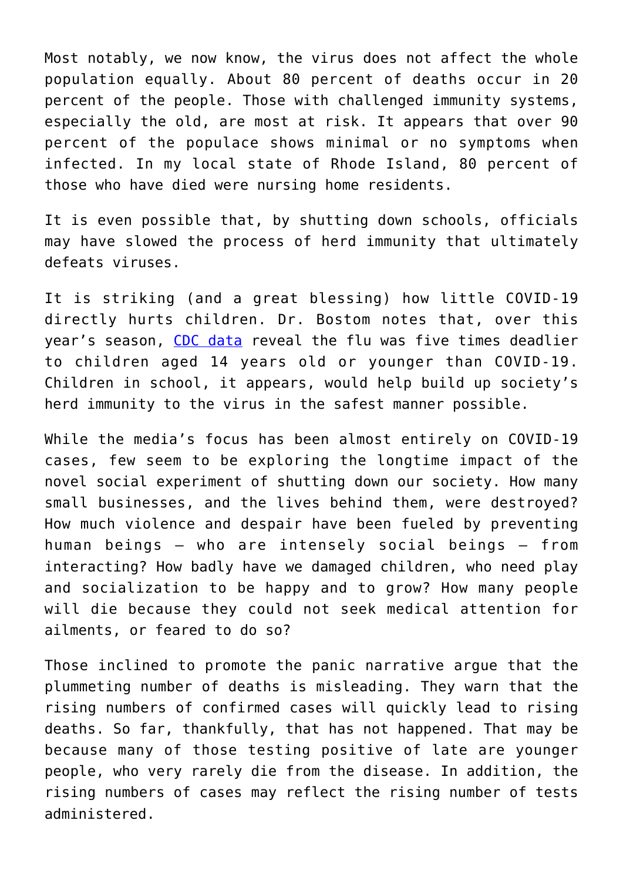Most notably, we now know, the virus does not affect the whole population equally. About 80 percent of deaths occur in 20 percent of the people. Those with challenged immunity systems, especially the old, are most at risk. It appears that over 90 percent of the populace shows minimal or no symptoms when infected. In my local state of Rhode Island, 80 percent of those who have died were nursing home residents.

It is even possible that, by shutting down schools, officials may have slowed the process of herd immunity that ultimately defeats viruses.

It is striking (and a great blessing) how little COVID-19 directly hurts children. Dr. Bostom notes that, over this year's season, CDC data reveal the flu was five times deadlier to children aged 14 years old or younger than COVID-19. Children in school, it appears, would help build up society's herd immunity to the virus in the safest manner possible.

While the media's focus has been almost entirely on COVID-19 cases, few seem to be exploring the longtime impact of the novel social experiment of shutting down our society. How many small businesses, and the lives behind them, were destroyed? How much violence and despair have been fueled by preventing human beings — who are intensely social beings — from interacting? How badly have we damaged children, who need play and socialization to be happy and to grow? How many people will die because they could not seek medical attention for ailments, or feared to do so?

Those inclined to promote the panic narrative argue that the plummeting number of deaths is misleading. They warn that the rising numbers of confirmed cases will quickly lead to rising deaths. So far, thankfully, that has not happened. That may be because many of those testing positive of late are younger people, who very rarely die from the disease. In addition, the rising numbers of cases may reflect the rising number of tests administered.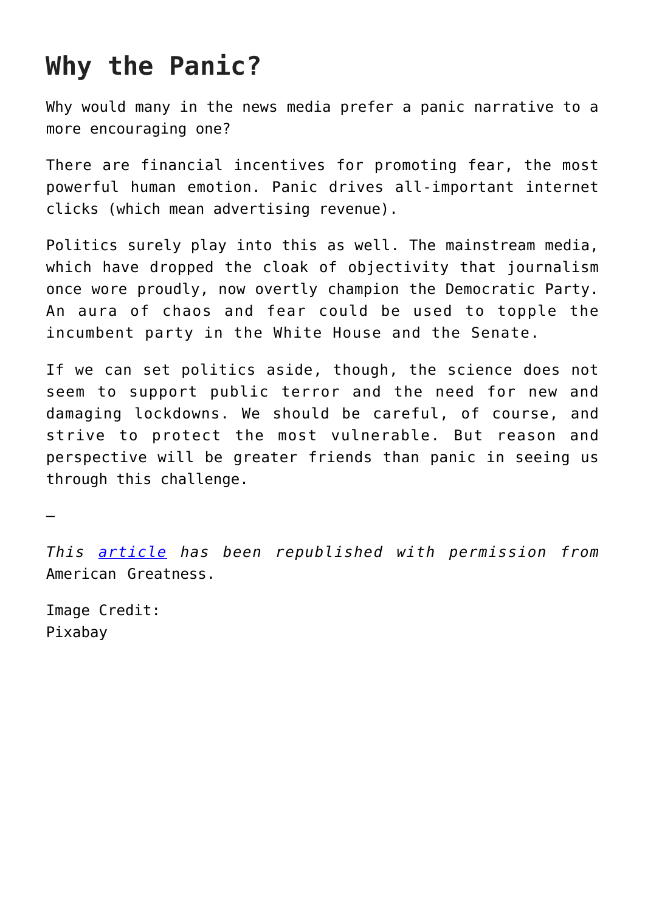## Why the Panic?

Why would many in the news media prefer a panic narrative to a more encouraging one?

There are financial incentives for promoting fear, the most powerful human emotion. Panic drives all-important internet clicks (which mean advertising revenue).

Politics surely play into this as well. The mainstream media, which have dropped the cloak of objectivity that journalism once wore proudly, now overtly champion the Democratic Party. An aura of chaos and fear could be used to topple the incumbent party in the White House and the Senate.

If we can set politics aside, though, the science does not seem to support public terror and the need for new and damaging lockdowns. We should be careful, of course, and strive to protect the most vulnerable. But reason and perspective will be greater friends than panic in seeing us through this challenge.

—

*This article has been republished with permission from* American Greatness.

Image Credit:
Pixabay